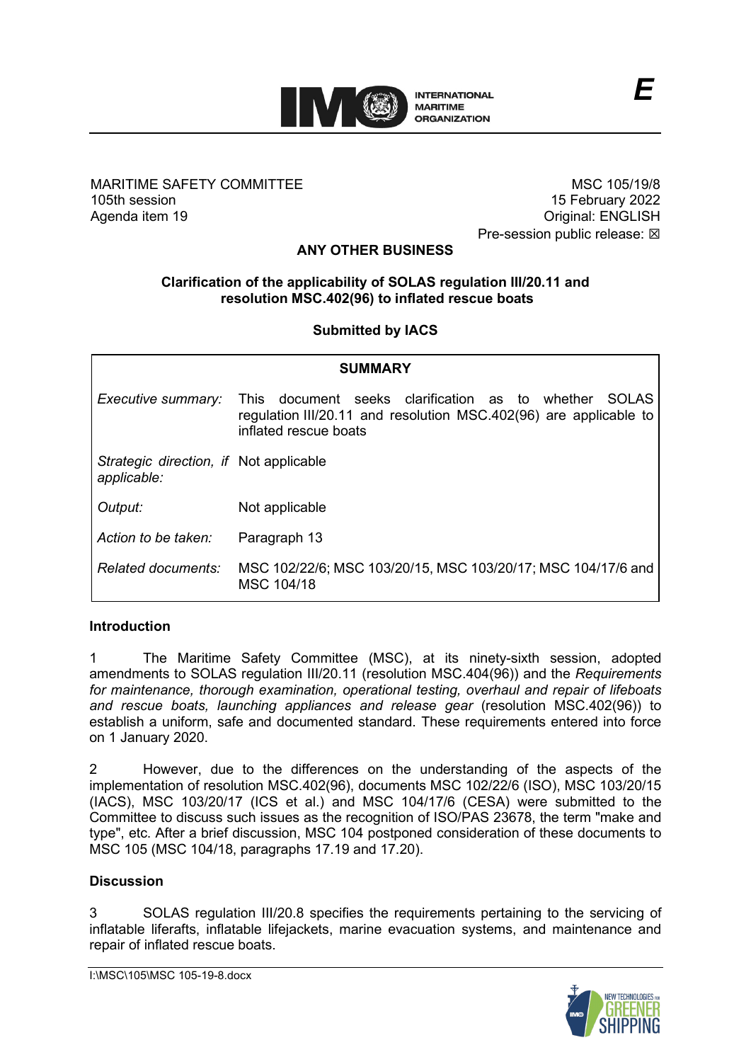INTERNATIONAL MARITIME ORGANIZATION

E

MARITIME SAFETY COMMITTEE
105th session
Agenda item 19

MSC 105/19/8
15 February 2022
Original: ENGLISH
Pre-session public release: ☒

## ANY OTHER BUSINESS

### Clarification of the applicability of SOLAS regulation III/20.11 and resolution MSC.402(96) to inflated rescue boats

**Submitted by IACS**

| SUMMARY | |
|---|---|
| *Executive summary:* | This document seeks clarification as to whether SOLAS regulation III/20.11 and resolution MSC.402(96) are applicable to inflated rescue boats |
| *Strategic direction, if applicable:* | Not applicable |
| *Output:* | Not applicable |
| *Action to be taken:* | Paragraph 13 |
| *Related documents:* | MSC 102/22/6; MSC 103/20/15, MSC 103/20/17; MSC 104/17/6 and MSC 104/18 |

**Introduction**

1 The Maritime Safety Committee (MSC), at its ninety-sixth session, adopted amendments to SOLAS regulation III/20.11 (resolution MSC.404(96)) and the *Requirements for maintenance, thorough examination, operational testing, overhaul and repair of lifeboats and rescue boats, launching appliances and release gear* (resolution MSC.402(96)) to establish a uniform, safe and documented standard. These requirements entered into force on 1 January 2020.

2 However, due to the differences on the understanding of the aspects of the implementation of resolution MSC.402(96), documents MSC 102/22/6 (ISO), MSC 103/20/15 (IACS), MSC 103/20/17 (ICS et al.) and MSC 104/17/6 (CESA) were submitted to the Committee to discuss such issues as the recognition of ISO/PAS 23678, the term "make and type", etc. After a brief discussion, MSC 104 postponed consideration of these documents to MSC 105 (MSC 104/18, paragraphs 17.19 and 17.20).

**Discussion**

3 SOLAS regulation III/20.8 specifies the requirements pertaining to the servicing of inflatable liferafts, inflatable lifejackets, marine evacuation systems, and maintenance and repair of inflated rescue boats.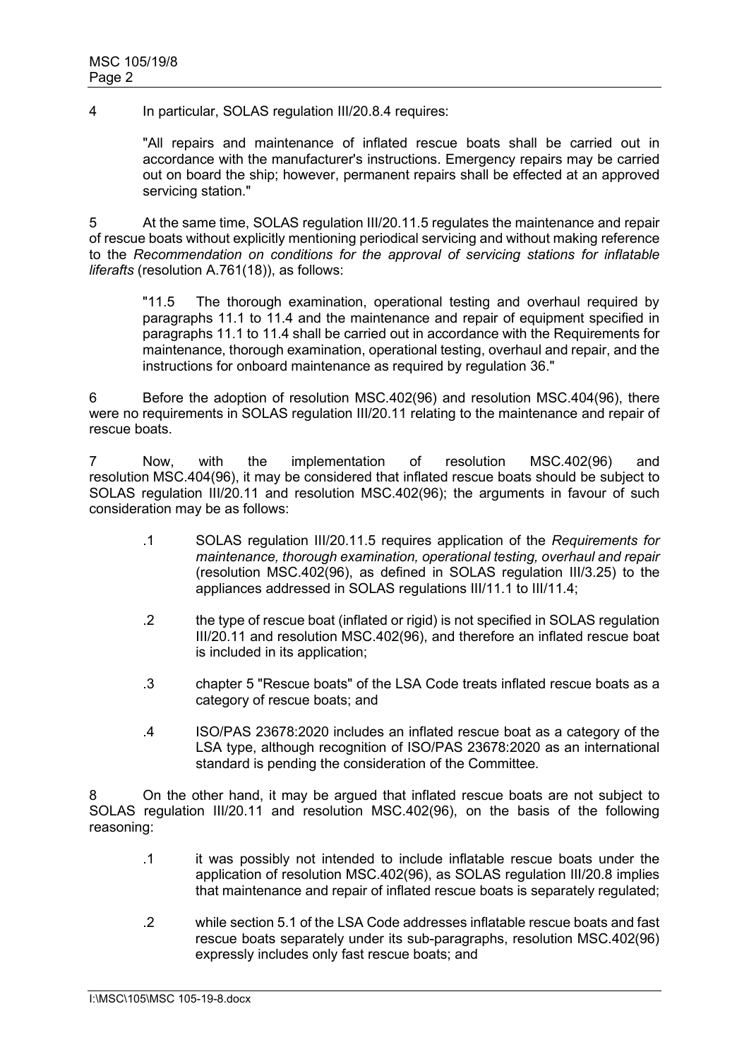4 In particular, SOLAS regulation III/20.8.4 requires:

> "All repairs and maintenance of inflated rescue boats shall be carried out in accordance with the manufacturer's instructions. Emergency repairs may be carried out on board the ship; however, permanent repairs shall be effected at an approved servicing station."

5 At the same time, SOLAS regulation III/20.11.5 regulates the maintenance and repair of rescue boats without explicitly mentioning periodical servicing and without making reference to the *Recommendation on conditions for the approval of servicing stations for inflatable liferafts* (resolution A.761(18)), as follows:

> "11.5 The thorough examination, operational testing and overhaul required by paragraphs 11.1 to 11.4 and the maintenance and repair of equipment specified in paragraphs 11.1 to 11.4 shall be carried out in accordance with the Requirements for maintenance, thorough examination, operational testing, overhaul and repair, and the instructions for onboard maintenance as required by regulation 36."

6 Before the adoption of resolution MSC.402(96) and resolution MSC.404(96), there were no requirements in SOLAS regulation III/20.11 relating to the maintenance and repair of rescue boats.

7 Now, with the implementation of resolution MSC.402(96) and resolution MSC.404(96), it may be considered that inflated rescue boats should be subject to SOLAS regulation III/20.11 and resolution MSC.402(96); the arguments in favour of such consideration may be as follows:

> .1 SOLAS regulation III/20.11.5 requires application of the *Requirements for maintenance, thorough examination, operational testing, overhaul and repair* (resolution MSC.402(96), as defined in SOLAS regulation III/3.25) to the appliances addressed in SOLAS regulations III/11.1 to III/11.4;
>
> .2 the type of rescue boat (inflated or rigid) is not specified in SOLAS regulation III/20.11 and resolution MSC.402(96), and therefore an inflated rescue boat is included in its application;
>
> .3 chapter 5 "Rescue boats" of the LSA Code treats inflated rescue boats as a category of rescue boats; and
>
> .4 ISO/PAS 23678:2020 includes an inflated rescue boat as a category of the LSA type, although recognition of ISO/PAS 23678:2020 as an international standard is pending the consideration of the Committee.

8 On the other hand, it may be argued that inflated rescue boats are not subject to SOLAS regulation III/20.11 and resolution MSC.402(96), on the basis of the following reasoning:

> .1 it was possibly not intended to include inflatable rescue boats under the application of resolution MSC.402(96), as SOLAS regulation III/20.8 implies that maintenance and repair of inflated rescue boats is separately regulated;
>
> .2 while section 5.1 of the LSA Code addresses inflatable rescue boats and fast rescue boats separately under its sub-paragraphs, resolution MSC.402(96) expressly includes only fast rescue boats; and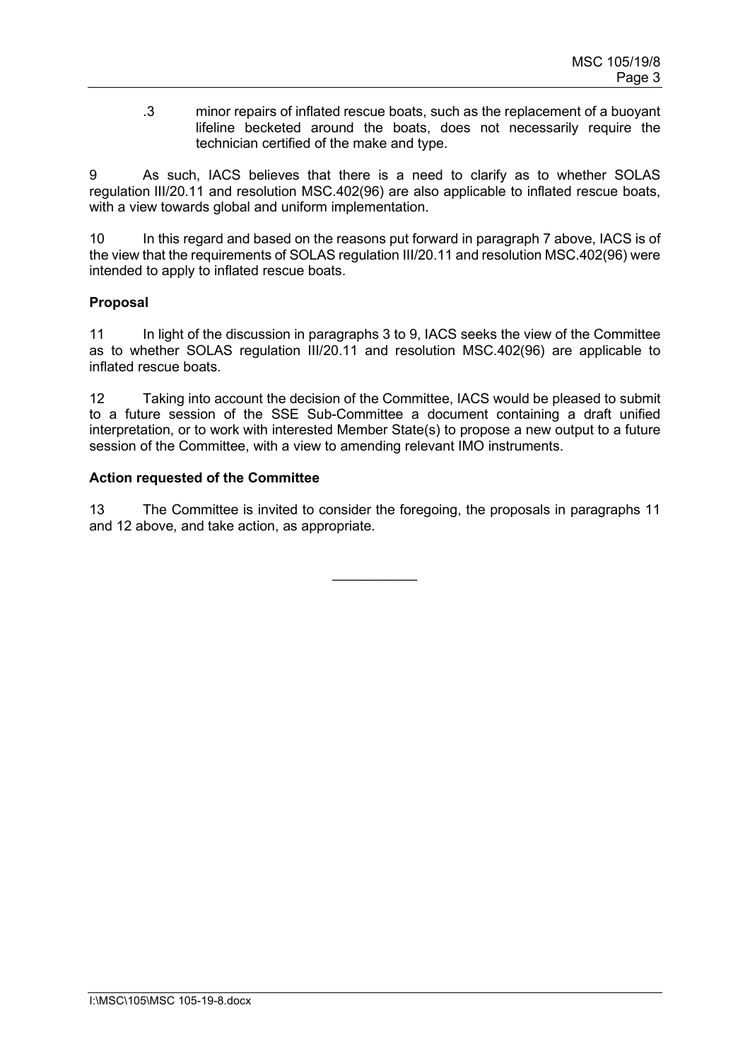.3 minor repairs of inflated rescue boats, such as the replacement of a buoyant lifeline becketed around the boats, does not necessarily require the technician certified of the make and type.

9 As such, IACS believes that there is a need to clarify as to whether SOLAS regulation III/20.11 and resolution MSC.402(96) are also applicable to inflated rescue boats, with a view towards global and uniform implementation.

10 In this regard and based on the reasons put forward in paragraph 7 above, IACS is of the view that the requirements of SOLAS regulation III/20.11 and resolution MSC.402(96) were intended to apply to inflated rescue boats.

**Proposal**

11 In light of the discussion in paragraphs 3 to 9, IACS seeks the view of the Committee as to whether SOLAS regulation III/20.11 and resolution MSC.402(96) are applicable to inflated rescue boats.

12 Taking into account the decision of the Committee, IACS would be pleased to submit to a future session of the SSE Sub-Committee a document containing a draft unified interpretation, or to work with interested Member State(s) to propose a new output to a future session of the Committee, with a view to amending relevant IMO instruments.

**Action requested of the Committee**

13 The Committee is invited to consider the foregoing, the proposals in paragraphs 11 and 12 above, and take action, as appropriate.

\_\_\_\_\_\_\_\_\_\_\_